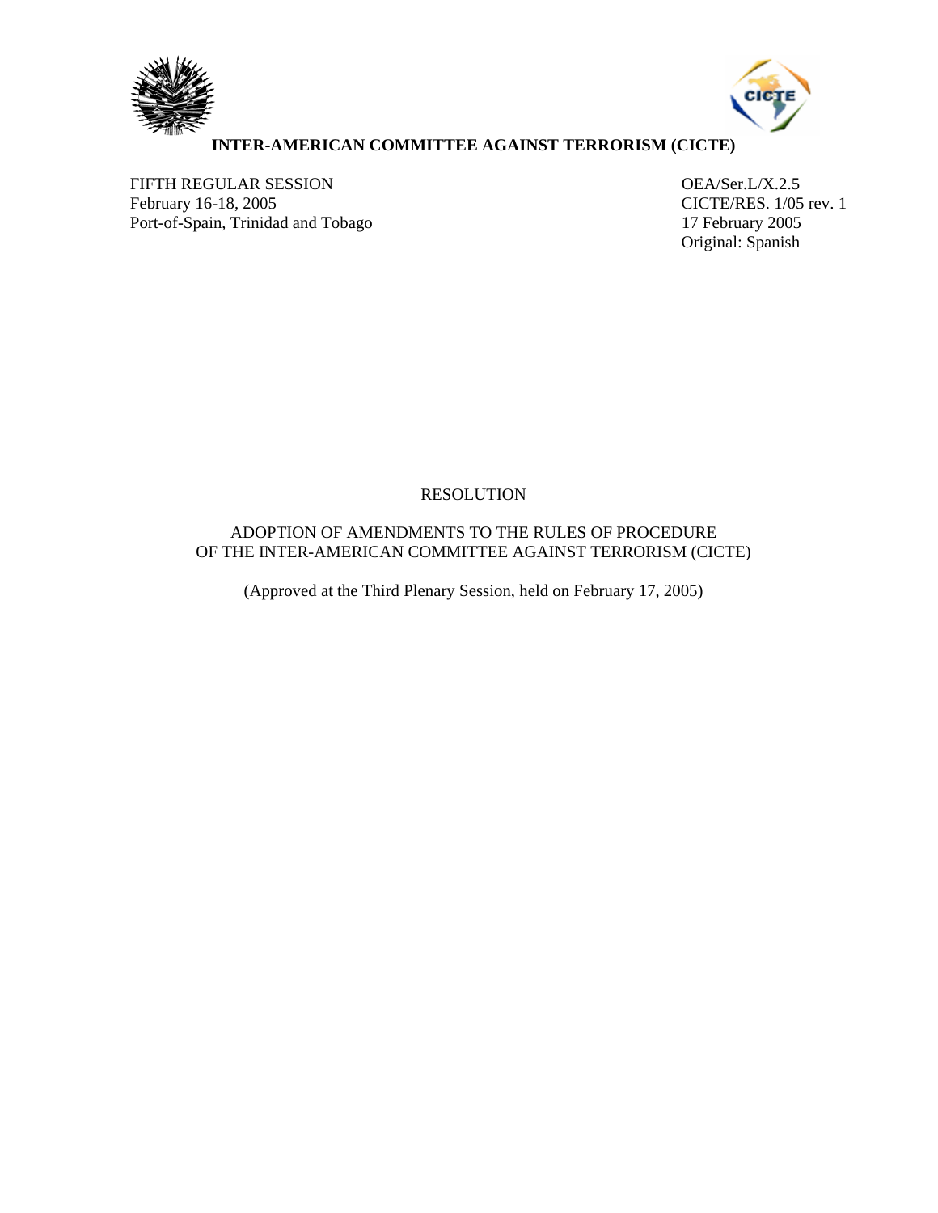# INTER-AMERICAN COMMITTEE AGAINST TERRORISM (CICTE)

FIFTH REGULAR SESSION
February 16-18, 2005
Port-of-Spain, Trinidad and Tobago

OEA/Ser.L/X.2.5
CICTE/RES. 1/05 rev. 1
17 February 2005
Original: Spanish

RESOLUTION

ADOPTION OF AMENDMENTS TO THE RULES OF PROCEDURE OF THE INTER-AMERICAN COMMITTEE AGAINST TERRORISM (CICTE)

(Approved at the Third Plenary Session, held on February 17, 2005)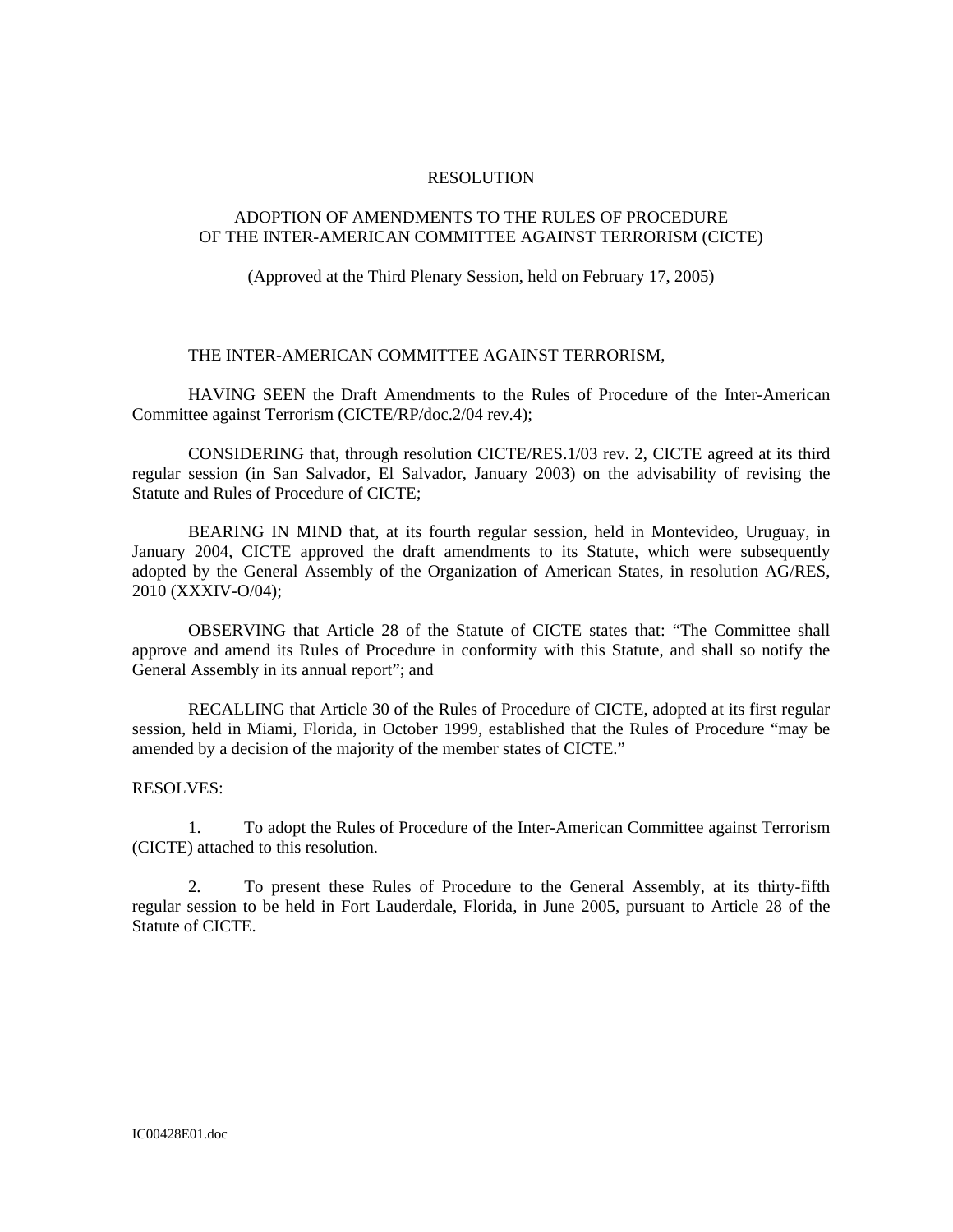# RESOLUTION

## ADOPTION OF AMENDMENTS TO THE RULES OF PROCEDURE OF THE INTER-AMERICAN COMMITTEE AGAINST TERRORISM (CICTE)

(Approved at the Third Plenary Session, held on February 17, 2005)

THE INTER-AMERICAN COMMITTEE AGAINST TERRORISM,

HAVING SEEN the Draft Amendments to the Rules of Procedure of the Inter-American Committee against Terrorism (CICTE/RP/doc.2/04 rev.4);

CONSIDERING that, through resolution CICTE/RES.1/03 rev. 2, CICTE agreed at its third regular session (in San Salvador, El Salvador, January 2003) on the advisability of revising the Statute and Rules of Procedure of CICTE;

BEARING IN MIND that, at its fourth regular session, held in Montevideo, Uruguay, in January 2004, CICTE approved the draft amendments to its Statute, which were subsequently adopted by the General Assembly of the Organization of American States, in resolution AG/RES, 2010 (XXXIV-O/04);

OBSERVING that Article 28 of the Statute of CICTE states that: "The Committee shall approve and amend its Rules of Procedure in conformity with this Statute, and shall so notify the General Assembly in its annual report"; and

RECALLING that Article 30 of the Rules of Procedure of CICTE, adopted at its first regular session, held in Miami, Florida, in October 1999, established that the Rules of Procedure "may be amended by a decision of the majority of the member states of CICTE."

RESOLVES:

1. To adopt the Rules of Procedure of the Inter-American Committee against Terrorism (CICTE) attached to this resolution.

2. To present these Rules of Procedure to the General Assembly, at its thirty-fifth regular session to be held in Fort Lauderdale, Florida, in June 2005, pursuant to Article 28 of the Statute of CICTE.

IC00428E01.doc